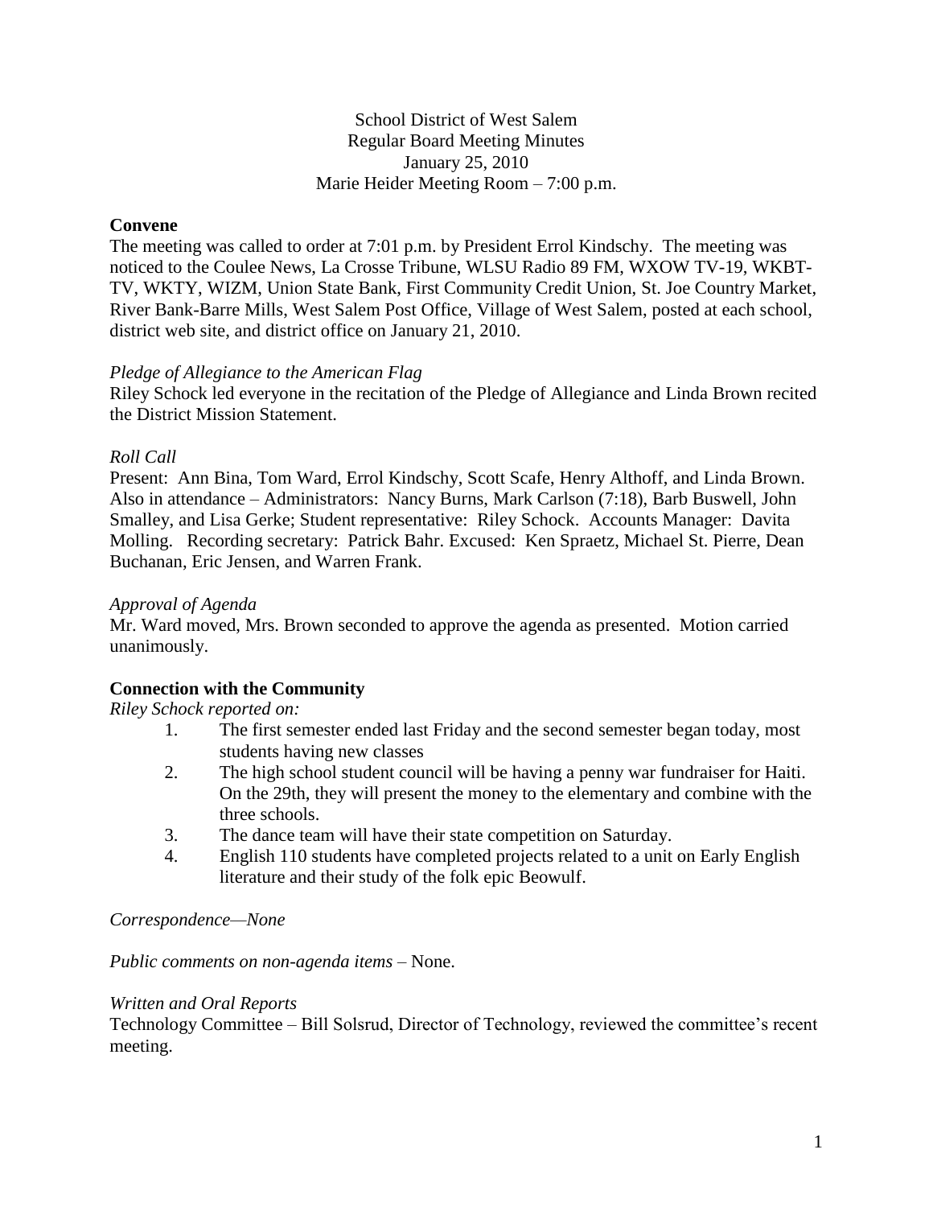School District of West Salem
Regular Board Meeting Minutes
January 25, 2010
Marie Heider Meeting Room – 7:00 p.m.

**Convene**

The meeting was called to order at 7:01 p.m. by President Errol Kindschy. The meeting was noticed to the Coulee News, La Crosse Tribune, WLSU Radio 89 FM, WXOW TV-19, WKBT-TV, WKTY, WIZM, Union State Bank, First Community Credit Union, St. Joe Country Market, River Bank-Barre Mills, West Salem Post Office, Village of West Salem, posted at each school, district web site, and district office on January 21, 2010.

*Pledge of Allegiance to the American Flag*

Riley Schock led everyone in the recitation of the Pledge of Allegiance and Linda Brown recited the District Mission Statement.

*Roll Call*

Present: Ann Bina, Tom Ward, Errol Kindschy, Scott Scafe, Henry Althoff, and Linda Brown. Also in attendance – Administrators: Nancy Burns, Mark Carlson (7:18), Barb Buswell, John Smalley, and Lisa Gerke; Student representative: Riley Schock. Accounts Manager: Davita Molling. Recording secretary: Patrick Bahr. Excused: Ken Spraetz, Michael St. Pierre, Dean Buchanan, Eric Jensen, and Warren Frank.

*Approval of Agenda*

Mr. Ward moved, Mrs. Brown seconded to approve the agenda as presented. Motion carried unanimously.

**Connection with the Community**

*Riley Schock reported on:*

1. The first semester ended last Friday and the second semester began today, most students having new classes
2. The high school student council will be having a penny war fundraiser for Haiti. On the 29th, they will present the money to the elementary and combine with the three schools.
3. The dance team will have their state competition on Saturday.
4. English 110 students have completed projects related to a unit on Early English literature and their study of the folk epic Beowulf.

*Correspondence—None*

*Public comments on non-agenda items* – None.

*Written and Oral Reports*

Technology Committee – Bill Solsrud, Director of Technology, reviewed the committee's recent meeting.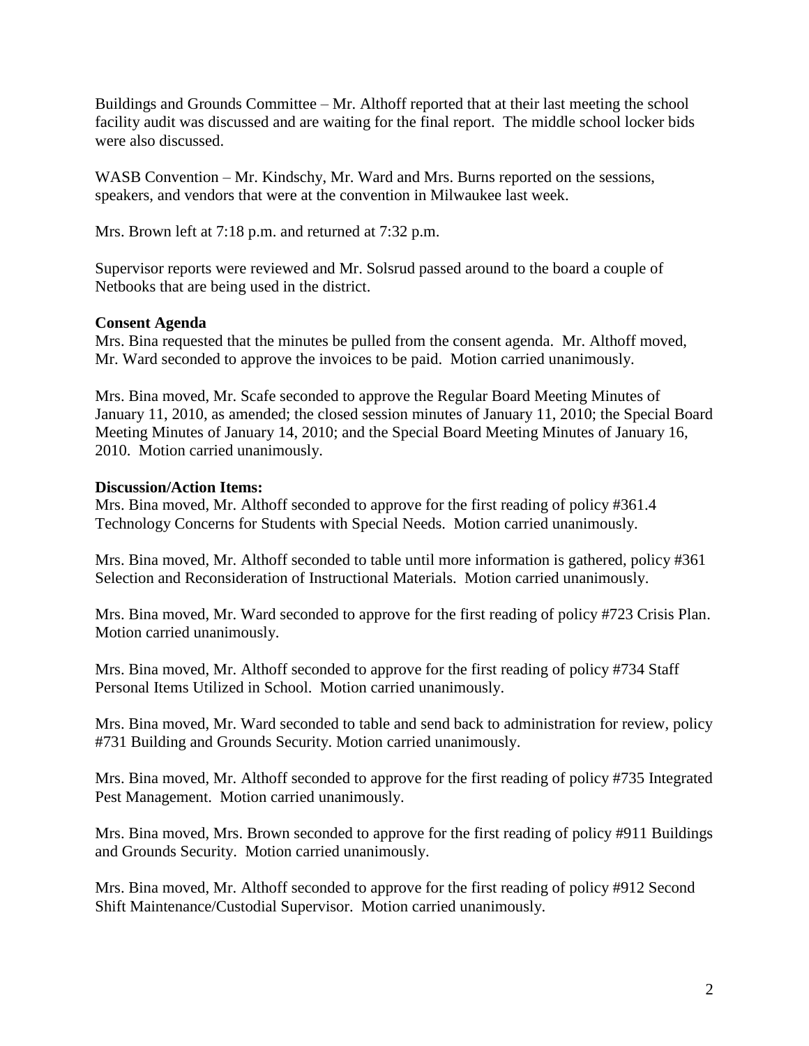Buildings and Grounds Committee – Mr. Althoff reported that at their last meeting the school facility audit was discussed and are waiting for the final report. The middle school locker bids were also discussed.

WASB Convention – Mr. Kindschy, Mr. Ward and Mrs. Burns reported on the sessions, speakers, and vendors that were at the convention in Milwaukee last week.

Mrs. Brown left at 7:18 p.m. and returned at 7:32 p.m.

Supervisor reports were reviewed and Mr. Solsrud passed around to the board a couple of Netbooks that are being used in the district.

**Consent Agenda**

Mrs. Bina requested that the minutes be pulled from the consent agenda. Mr. Althoff moved, Mr. Ward seconded to approve the invoices to be paid. Motion carried unanimously.

Mrs. Bina moved, Mr. Scafe seconded to approve the Regular Board Meeting Minutes of January 11, 2010, as amended; the closed session minutes of January 11, 2010; the Special Board Meeting Minutes of January 14, 2010; and the Special Board Meeting Minutes of January 16, 2010. Motion carried unanimously.

**Discussion/Action Items:**

Mrs. Bina moved, Mr. Althoff seconded to approve for the first reading of policy #361.4 Technology Concerns for Students with Special Needs. Motion carried unanimously.

Mrs. Bina moved, Mr. Althoff seconded to table until more information is gathered, policy #361 Selection and Reconsideration of Instructional Materials. Motion carried unanimously.

Mrs. Bina moved, Mr. Ward seconded to approve for the first reading of policy #723 Crisis Plan. Motion carried unanimously.

Mrs. Bina moved, Mr. Althoff seconded to approve for the first reading of policy #734 Staff Personal Items Utilized in School. Motion carried unanimously.

Mrs. Bina moved, Mr. Ward seconded to table and send back to administration for review, policy #731 Building and Grounds Security. Motion carried unanimously.

Mrs. Bina moved, Mr. Althoff seconded to approve for the first reading of policy #735 Integrated Pest Management. Motion carried unanimously.

Mrs. Bina moved, Mrs. Brown seconded to approve for the first reading of policy #911 Buildings and Grounds Security. Motion carried unanimously.

Mrs. Bina moved, Mr. Althoff seconded to approve for the first reading of policy #912 Second Shift Maintenance/Custodial Supervisor. Motion carried unanimously.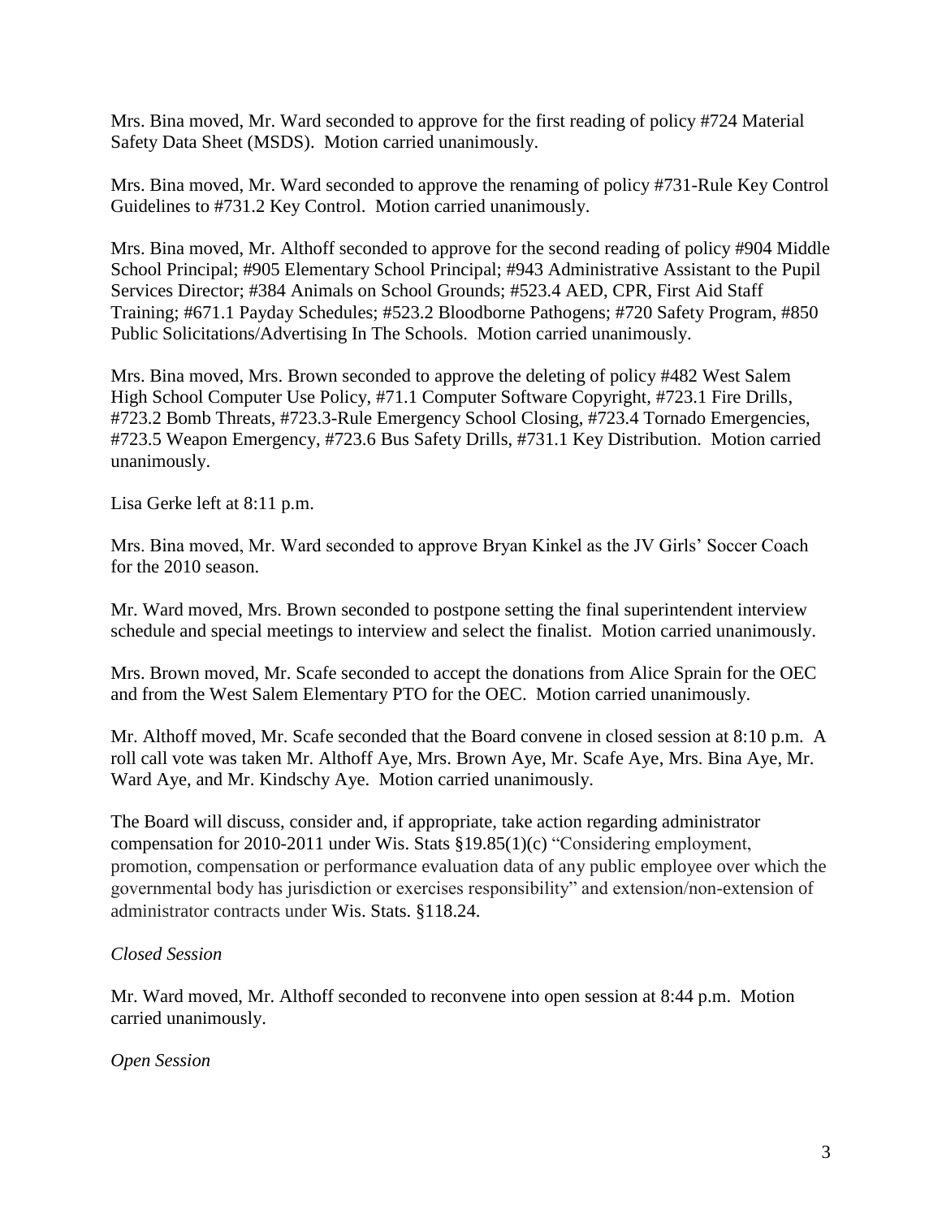Mrs. Bina moved, Mr. Ward seconded to approve for the first reading of policy #724 Material Safety Data Sheet (MSDS). Motion carried unanimously.

Mrs. Bina moved, Mr. Ward seconded to approve the renaming of policy #731-Rule Key Control Guidelines to #731.2 Key Control. Motion carried unanimously.

Mrs. Bina moved, Mr. Althoff seconded to approve for the second reading of policy #904 Middle School Principal; #905 Elementary School Principal; #943 Administrative Assistant to the Pupil Services Director; #384 Animals on School Grounds; #523.4 AED, CPR, First Aid Staff Training; #671.1 Payday Schedules; #523.2 Bloodborne Pathogens; #720 Safety Program, #850 Public Solicitations/Advertising In The Schools. Motion carried unanimously.

Mrs. Bina moved, Mrs. Brown seconded to approve the deleting of policy #482 West Salem High School Computer Use Policy, #71.1 Computer Software Copyright, #723.1 Fire Drills, #723.2 Bomb Threats, #723.3-Rule Emergency School Closing, #723.4 Tornado Emergencies, #723.5 Weapon Emergency, #723.6 Bus Safety Drills, #731.1 Key Distribution. Motion carried unanimously.

Lisa Gerke left at 8:11 p.m.

Mrs. Bina moved, Mr. Ward seconded to approve Bryan Kinkel as the JV Girls' Soccer Coach for the 2010 season.

Mr. Ward moved, Mrs. Brown seconded to postpone setting the final superintendent interview schedule and special meetings to interview and select the finalist. Motion carried unanimously.

Mrs. Brown moved, Mr. Scafe seconded to accept the donations from Alice Sprain for the OEC and from the West Salem Elementary PTO for the OEC. Motion carried unanimously.

Mr. Althoff moved, Mr. Scafe seconded that the Board convene in closed session at 8:10 p.m. A roll call vote was taken Mr. Althoff Aye, Mrs. Brown Aye, Mr. Scafe Aye, Mrs. Bina Aye, Mr. Ward Aye, and Mr. Kindschy Aye. Motion carried unanimously.

The Board will discuss, consider and, if appropriate, take action regarding administrator compensation for 2010-2011 under Wis. Stats §19.85(1)(c) "Considering employment, promotion, compensation or performance evaluation data of any public employee over which the governmental body has jurisdiction or exercises responsibility" and extension/non-extension of administrator contracts under Wis. Stats. §118.24.

*Closed Session*

Mr. Ward moved, Mr. Althoff seconded to reconvene into open session at 8:44 p.m. Motion carried unanimously.

*Open Session*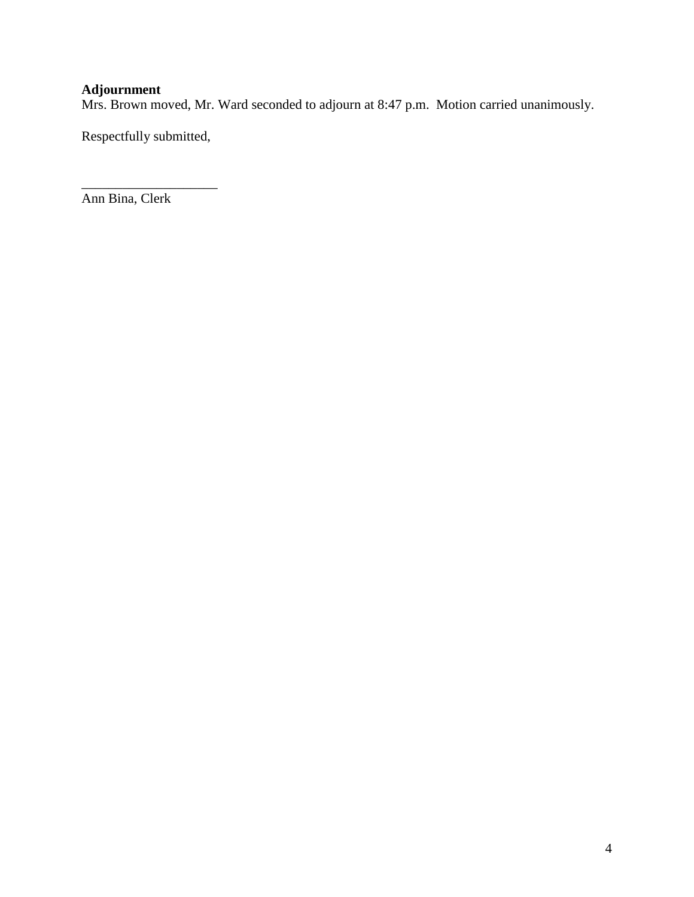**Adjournment**
Mrs. Brown moved, Mr. Ward seconded to adjourn at 8:47 p.m. Motion carried unanimously.

Respectfully submitted,

____________________
Ann Bina, Clerk